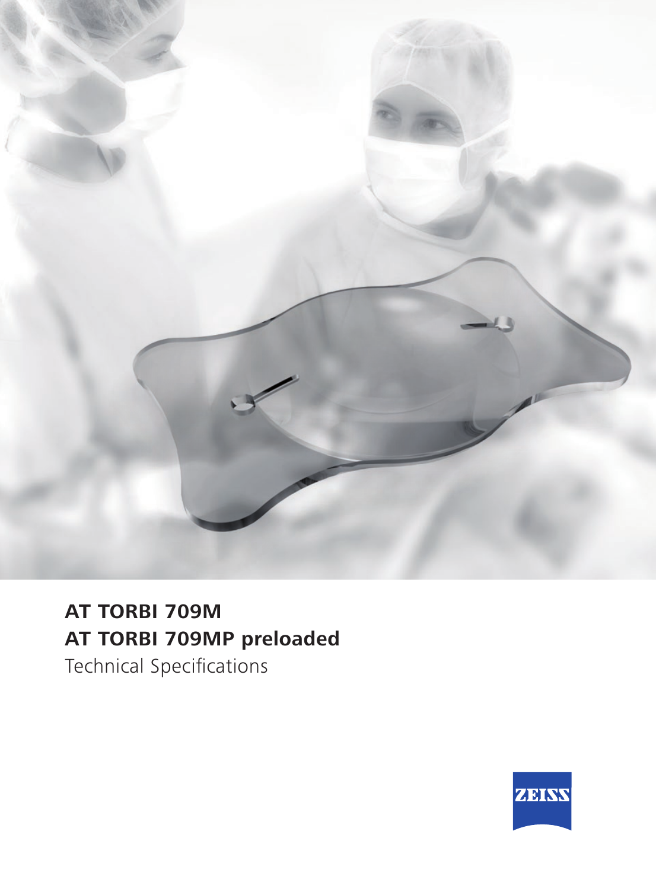# AT TORBI 709M
# AT TORBI 709MP preloaded

Technical Specifications

ZEISS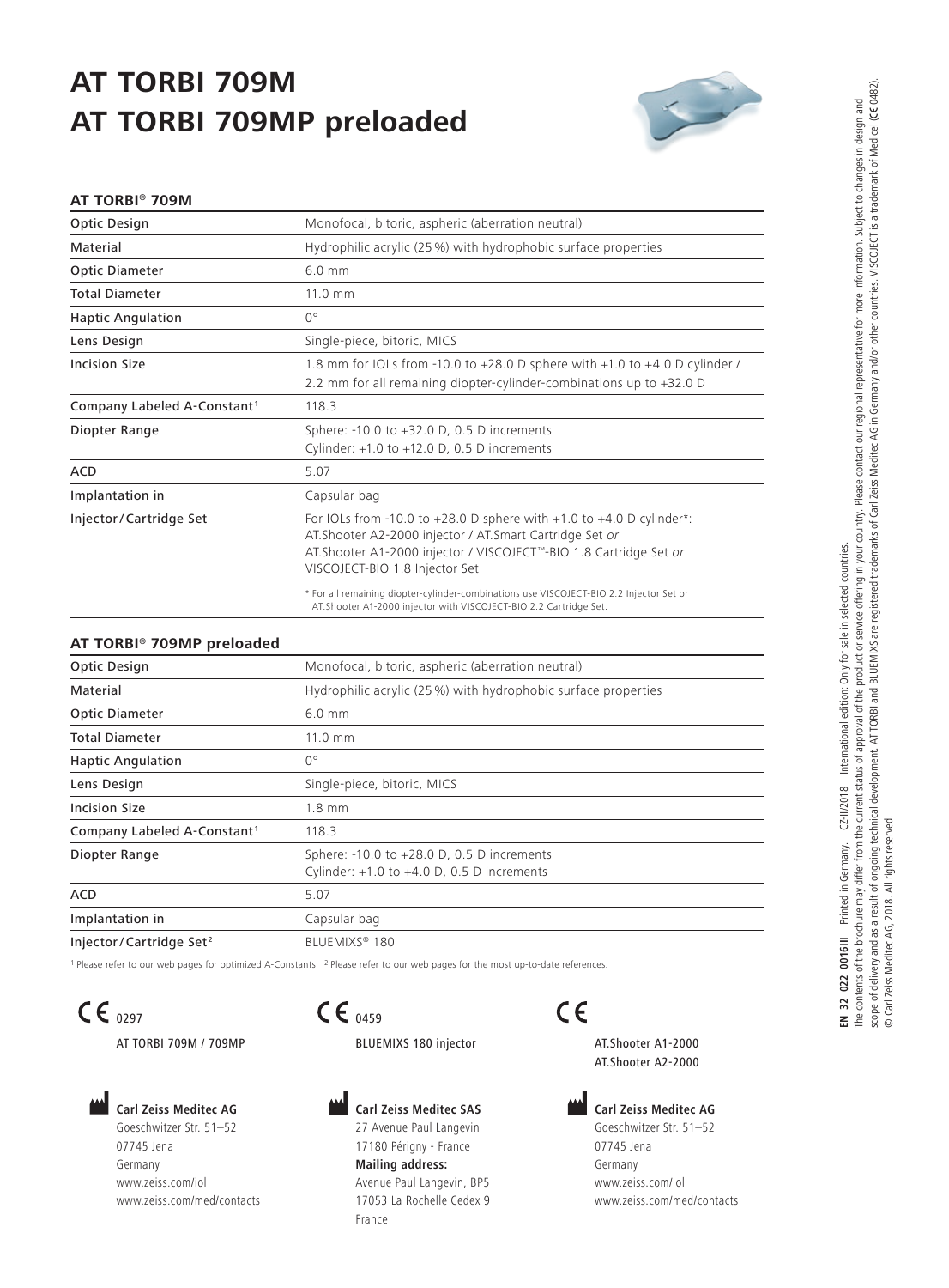# AT TORBI 709M
# AT TORBI 709MP preloaded

## AT TORBI® 709M

| | |
|---|---|
| Optic Design | Monofocal, bitoric, aspheric (aberration neutral) |
| Material | Hydrophilic acrylic (25 %) with hydrophobic surface properties |
| Optic Diameter | 6.0 mm |
| Total Diameter | 11.0 mm |
| Haptic Angulation | 0° |
| Lens Design | Single-piece, bitoric, MICS |
| Incision Size | 1.8 mm for IOLs from -10.0 to +28.0 D sphere with +1.0 to +4.0 D cylinder / 2.2 mm for all remaining diopter-cylinder-combinations up to +32.0 D |
| Company Labeled A-Constant[1] | 118.3 |
| Diopter Range | Sphere: -10.0 to +32.0 D, 0.5 D increments<br>Cylinder: +1.0 to +12.0 D, 0.5 D increments |
| ACD | 5.07 |
| Implantation in | Capsular bag |
| Injector/Cartridge Set | For IOLs from -10.0 to +28.0 D sphere with +1.0 to +4.0 D cylinder*: AT.Shooter A2-2000 injector / AT.Smart Cartridge Set *or* AT.Shooter A1-2000 injector / VISCOJECT™-BIO 1.8 Cartridge Set *or* VISCOJECT-BIO 1.8 Injector Set<br><br>* For all remaining diopter-cylinder-combinations use VISCOJECT-BIO 2.2 Injector Set or AT.Shooter A1-2000 injector with VISCOJECT-BIO 2.2 Cartridge Set. |

## AT TORBI® 709MP preloaded

| | |
|---|---|
| Optic Design | Monofocal, bitoric, aspheric (aberration neutral) |
| Material | Hydrophilic acrylic (25 %) with hydrophobic surface properties |
| Optic Diameter | 6.0 mm |
| Total Diameter | 11.0 mm |
| Haptic Angulation | 0° |
| Lens Design | Single-piece, bitoric, MICS |
| Incision Size | 1.8 mm |
| Company Labeled A-Constant[1] | 118.3 |
| Diopter Range | Sphere: -10.0 to +28.0 D, 0.5 D increments<br>Cylinder: +1.0 to +4.0 D, 0.5 D increments |
| ACD | 5.07 |
| Implantation in | Capsular bag |
| Injector/Cartridge Set[2] | BLUEMIXS® 180 |

[1] Please refer to our web pages for optimized A-Constants. [2] Please refer to our web pages for the most up-to-date references.

CE 0297

AT TORBI 709M / 709MP

**Carl Zeiss Meditec AG**
Goeschwitzer Str. 51–52
07745 Jena
Germany
www.zeiss.com/iol
www.zeiss.com/med/contacts

CE 0459

BLUEMIXS 180 injector

**Carl Zeiss Meditec SAS**
27 Avenue Paul Langevin
17180 Périgny - France
**Mailing address:**
Avenue Paul Langevin, BP5
17053 La Rochelle Cedex 9
France

CE

AT.Shooter A1-2000
AT.Shooter A2-2000

**Carl Zeiss Meditec AG**
Goeschwitzer Str. 51–52
07745 Jena
Germany
www.zeiss.com/iol
www.zeiss.com/med/contacts

**EN_32_022_0016III** Printed in Germany. CZ-II/2018 International edition: Only for sale in selected countries.
The contents of the brochure may differ from the current status of approval of the product or service offering in your country. Please contact our regional representative for more information. Subject to changes in design and scope of delivery and as a result of ongoing technical development. AT TORBI and BLUEMIXS are registered trademarks of Carl Zeiss Meditec AG in Germany and/or other countries. VISCOJECT is a trademark of Medicel (CE 0482).
© Carl Zeiss Meditec AG, 2018. All rights reserved.